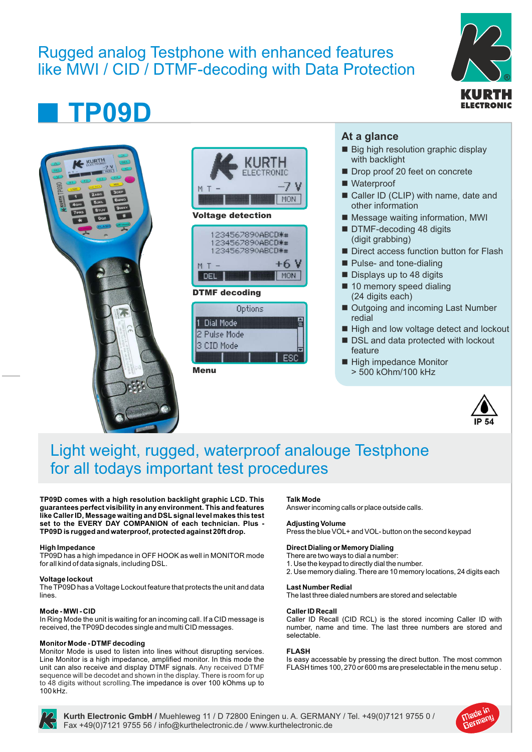# Rugged analog Testphone with enhanced features like MWI / CID / DTMF-decoding with Data Protection

## TP09D

Voltage detection

DTMF decoding

Menu

### At a glance

- Big high resolution graphic display with backlight
- Drop proof 20 feet on concrete
- Waterproof
- Caller ID (CLIP) with name, date and other information
- Message waiting information, MWI
- DTMF-decoding 48 digits (digit grabbing)
- Direct access function button for Flash
- Pulse- and tone-dialing
- Displays up to 48 digits
- 10 memory speed dialing (24 digits each)
- Outgoing and incoming Last Number redial
- High and low voltage detect and lockout
- DSL and data protected with lockout feature
- High impedance Monitor > 500 kOhm/100 kHz

IP 54

## Light weight, rugged, waterproof analouge Testphone for all todays important test procedures

**TP09D comes with a high resolution backlight graphic LCD. This guarantees perfect visibility in any environment. This and features like Caller ID, Message waiting and DSL signal level makes this test set to the EVERY DAY COMPANION of each technician. Plus - TP09D is rugged and waterproof, protected against 20ft drop.**

**High Impedance**
TP09D has a high impedance in OFF HOOK as well in MONITOR mode for all kind of data signals, including DSL.

**Voltage lockout**
The TP09D has a Voltage Lockout feature that protects the unit and data lines.

**Mode - MWI - CID**
In Ring Mode the unit is waiting for an incoming call. If a CID message is received, the TP09D decodes single and multi CID messages.

**Monitor Mode - DTMF decoding**
Monitor Mode is used to listen into lines without disrupting services. Line Monitor is a high impedance, amplified monitor. In this mode the unit can also receive and display DTMF signals. Any received DTMF sequence will be decodet and shown in the display. There is room for up to 48 digits without scrolling.The impedance is over 100 kOhms up to 100 kHz.

**Talk Mode**
Answer incoming calls or place outside calls.

**Adjusting Volume**
Press the blue VOL+ and VOL- button on the second keypad

**Direct Dialing or Memory Dialing**
There are two ways to dial a number:
1. Use the keypad to directly dial the number.
2. Use memory dialing. There are 10 memory locations, 24 digits each

**Last Number Redial**
The last three dialed numbers are stored and selectable

**Caller ID Recall**
Caller ID Recall (CID RCL) is the stored incoming Caller ID with number, name and time. The last three numbers are stored and selectable.

**FLASH**
Is easy accessable by pressing the direct button. The most common FLASH times 100, 270 or 600 ms are preselectable in the menu setup .

**Kurth Electronic GmbH /** Muehleweg 11 / D 72800 Eningen u. A. GERMANY / Tel. +49(0)7121 9755 0 / Fax +49(0)7121 9755 56 / info@kurthelectronic.de / www.kurthelectronic.de

Made in Germany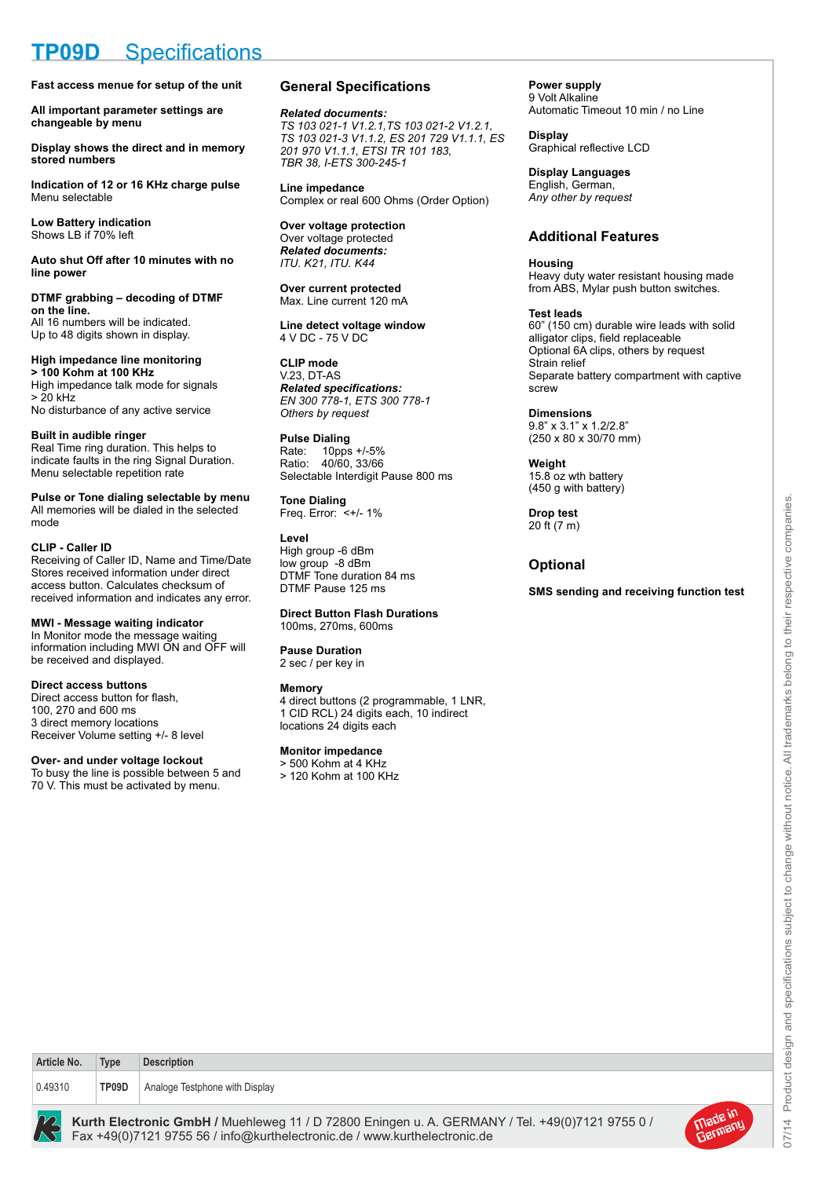# TP09D Specifications

**Fast access menue for setup of the unit**

**All important parameter settings are changeable by menu**

**Display shows the direct and in memory stored numbers**

**Indication of 12 or 16 KHz charge pulse**
Menu selectable

**Low Battery indication**
Shows LB if 70% left

**Auto shut Off after 10 minutes with no line power**

**DTMF grabbing – decoding of DTMF on the line.**
All 16 numbers will be indicated.
Up to 48 digits shown in display.

**High impedance line monitoring > 100 Kohm at 100 KHz**
High impedance talk mode for signals > 20 kHz
No disturbance of any active service

**Built in audible ringer**
Real Time ring duration. This helps to indicate faults in the ring Signal Duration.
Menu selectable repetition rate

**Pulse or Tone dialing selectable by menu**
All memories will be dialed in the selected mode

**CLIP - Caller ID**
Receiving of Caller ID, Name and Time/Date
Stores received information under direct access button. Calculates checksum of received information and indicates any error.

**MWI - Message waiting indicator**
In Monitor mode the message waiting information including MWI ON and OFF will be received and displayed.

**Direct access buttons**
Direct access button for flash, 100, 270 and 600 ms
3 direct memory locations
Receiver Volume setting +/- 8 level

**Over- and under voltage lockout**
To busy the line is possible between 5 and 70 V. This must be activated by menu.

## General Specifications

***Related documents:***
*TS 103 021-1 V1.2.1,TS 103 021-2 V1.2.1, TS 103 021-3 V1.1.2, ES 201 729 V1.1.1, ES 201 970 V1.1.1, ETSI TR 101 183, TBR 38, I-ETS 300-245-1*

**Line impedance**
Complex or real 600 Ohms (Order Option)

**Over voltage protection**
Over voltage protected
***Related documents:***
*ITU. K21, ITU. K44*

**Over current protected**
Max. Line current 120 mA

**Line detect voltage window**
4 V DC - 75 V DC

**CLIP mode**
V.23, DT-AS
***Related specifications:***
*EN 300 778-1, ETS 300 778-1*
*Others by request*

**Pulse Dialing**
Rate: 10pps +/-5%
Ratio: 40/60, 33/66
Selectable Interdigit Pause 800 ms

**Tone Dialing**
Freq. Error: <+/- 1%

**Level**
High group -6 dBm
low group -8 dBm
DTMF Tone duration 84 ms
DTMF Pause 125 ms

**Direct Button Flash Durations**
100ms, 270ms, 600ms

**Pause Duration**
2 sec / per key in

**Memory**
4 direct buttons (2 programmable, 1 LNR, 1 CID RCL) 24 digits each, 10 indirect locations 24 digits each

**Monitor impedance**
> 500 Kohm at 4 KHz
> 120 Kohm at 100 KHz

**Power supply**
9 Volt Alkaline
Automatic Timeout 10 min / no Line

**Display**
Graphical reflective LCD

**Display Languages**
English, German,
*Any other by request*

## Additional Features

**Housing**
Heavy duty water resistant housing made from ABS, Mylar push button switches.

**Test leads**
60" (150 cm) durable wire leads with solid alligator clips, field replaceable
Optional 6A clips, others by request
Strain relief
Separate battery compartment with captive screw

**Dimensions**
9.8" x 3.1" x 1.2/2.8"
(250 x 80 x 30/70 mm)

**Weight**
15.8 oz wth battery
(450 g with battery)

**Drop test**
20 ft (7 m)

## Optional

**SMS sending and receiving function test**

| Article No. | Type | Description |
|---|---|---|
| 0.49310 | **TP09D** | Analoge Testphone with Display |

**Kurth Electronic GmbH** / Muehleweg 11 / D 72800 Eningen u. A. GERMANY / Tel. +49(0)7121 9755 0 / Fax +49(0)7121 9755 56 / info@kurthelectronic.de / www.kurthelectronic.de

Made in Germany

07/14 Product design and specifications subject to change without notice. All trademarks belong to their respective companies.